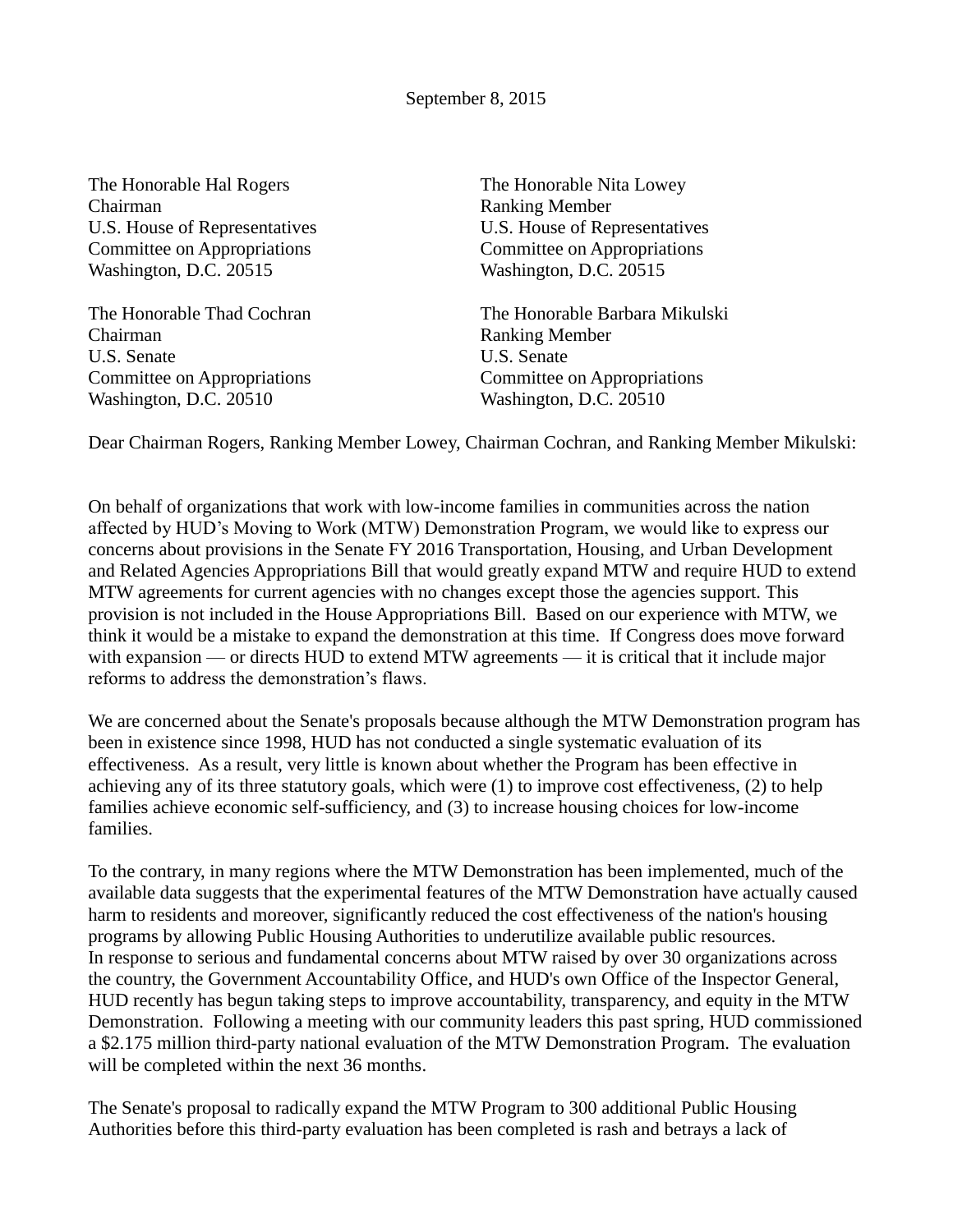September 8, 2015

The Honorable Hal Rogers
Chairman
U.S. House of Representatives
Committee on Appropriations
Washington, D.C. 20515

The Honorable Nita Lowey
Ranking Member
U.S. House of Representatives
Committee on Appropriations
Washington, D.C. 20515

The Honorable Thad Cochran
Chairman
U.S. Senate
Committee on Appropriations
Washington, D.C. 20510

The Honorable Barbara Mikulski
Ranking Member
U.S. Senate
Committee on Appropriations
Washington, D.C. 20510

Dear Chairman Rogers, Ranking Member Lowey, Chairman Cochran, and Ranking Member Mikulski:

On behalf of organizations that work with low-income families in communities across the nation affected by HUD's Moving to Work (MTW) Demonstration Program, we would like to express our concerns about provisions in the Senate FY 2016 Transportation, Housing, and Urban Development and Related Agencies Appropriations Bill that would greatly expand MTW and require HUD to extend MTW agreements for current agencies with no changes except those the agencies support. This provision is not included in the House Appropriations Bill. Based on our experience with MTW, we think it would be a mistake to expand the demonstration at this time. If Congress does move forward with expansion — or directs HUD to extend MTW agreements — it is critical that it include major reforms to address the demonstration's flaws.

We are concerned about the Senate's proposals because although the MTW Demonstration program has been in existence since 1998, HUD has not conducted a single systematic evaluation of its effectiveness. As a result, very little is known about whether the Program has been effective in achieving any of its three statutory goals, which were (1) to improve cost effectiveness, (2) to help families achieve economic self-sufficiency, and (3) to increase housing choices for low-income families.

To the contrary, in many regions where the MTW Demonstration has been implemented, much of the available data suggests that the experimental features of the MTW Demonstration have actually caused harm to residents and moreover, significantly reduced the cost effectiveness of the nation's housing programs by allowing Public Housing Authorities to underutilize available public resources.
In response to serious and fundamental concerns about MTW raised by over 30 organizations across the country, the Government Accountability Office, and HUD's own Office of the Inspector General, HUD recently has begun taking steps to improve accountability, transparency, and equity in the MTW Demonstration. Following a meeting with our community leaders this past spring, HUD commissioned a $2.175 million third-party national evaluation of the MTW Demonstration Program. The evaluation will be completed within the next 36 months.

The Senate's proposal to radically expand the MTW Program to 300 additional Public Housing Authorities before this third-party evaluation has been completed is rash and betrays a lack of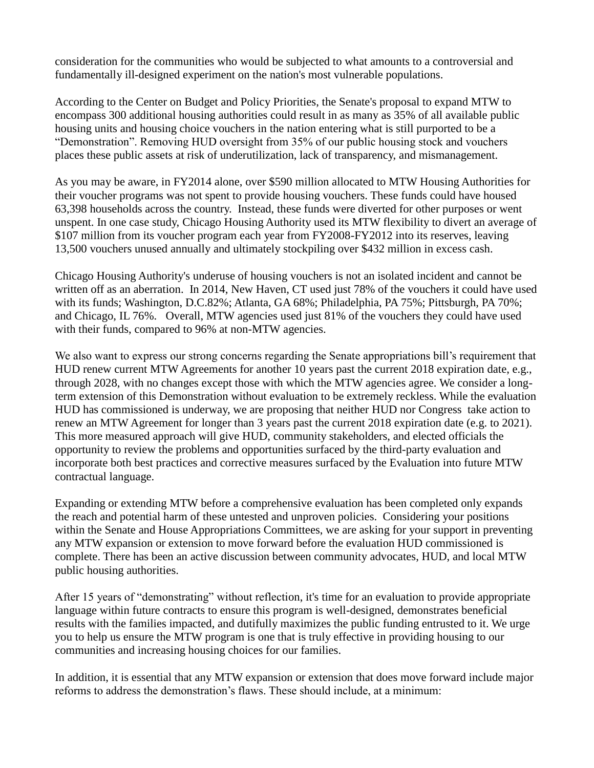consideration for the communities who would be subjected to what amounts to a controversial and fundamentally ill-designed experiment on the nation's most vulnerable populations.

According to the Center on Budget and Policy Priorities, the Senate's proposal to expand MTW to encompass 300 additional housing authorities could result in as many as 35% of all available public housing units and housing choice vouchers in the nation entering what is still purported to be a "Demonstration". Removing HUD oversight from 35% of our public housing stock and vouchers places these public assets at risk of underutilization, lack of transparency, and mismanagement.

As you may be aware, in FY2014 alone, over $590 million allocated to MTW Housing Authorities for their voucher programs was not spent to provide housing vouchers. These funds could have housed 63,398 households across the country. Instead, these funds were diverted for other purposes or went unspent. In one case study, Chicago Housing Authority used its MTW flexibility to divert an average of $107 million from its voucher program each year from FY2008-FY2012 into its reserves, leaving 13,500 vouchers unused annually and ultimately stockpiling over $432 million in excess cash.

Chicago Housing Authority's underuse of housing vouchers is not an isolated incident and cannot be written off as an aberration. In 2014, New Haven, CT used just 78% of the vouchers it could have used with its funds; Washington, D.C.82%; Atlanta, GA 68%; Philadelphia, PA 75%; Pittsburgh, PA 70%; and Chicago, IL 76%. Overall, MTW agencies used just 81% of the vouchers they could have used with their funds, compared to 96% at non-MTW agencies.

We also want to express our strong concerns regarding the Senate appropriations bill's requirement that HUD renew current MTW Agreements for another 10 years past the current 2018 expiration date, e.g., through 2028, with no changes except those with which the MTW agencies agree. We consider a long-term extension of this Demonstration without evaluation to be extremely reckless. While the evaluation HUD has commissioned is underway, we are proposing that neither HUD nor Congress take action to renew an MTW Agreement for longer than 3 years past the current 2018 expiration date (e.g. to 2021). This more measured approach will give HUD, community stakeholders, and elected officials the opportunity to review the problems and opportunities surfaced by the third-party evaluation and incorporate both best practices and corrective measures surfaced by the Evaluation into future MTW contractual language.

Expanding or extending MTW before a comprehensive evaluation has been completed only expands the reach and potential harm of these untested and unproven policies. Considering your positions within the Senate and House Appropriations Committees, we are asking for your support in preventing any MTW expansion or extension to move forward before the evaluation HUD commissioned is complete. There has been an active discussion between community advocates, HUD, and local MTW public housing authorities.

After 15 years of "demonstrating" without reflection, it's time for an evaluation to provide appropriate language within future contracts to ensure this program is well-designed, demonstrates beneficial results with the families impacted, and dutifully maximizes the public funding entrusted to it. We urge you to help us ensure the MTW program is one that is truly effective in providing housing to our communities and increasing housing choices for our families.

In addition, it is essential that any MTW expansion or extension that does move forward include major reforms to address the demonstration's flaws. These should include, at a minimum: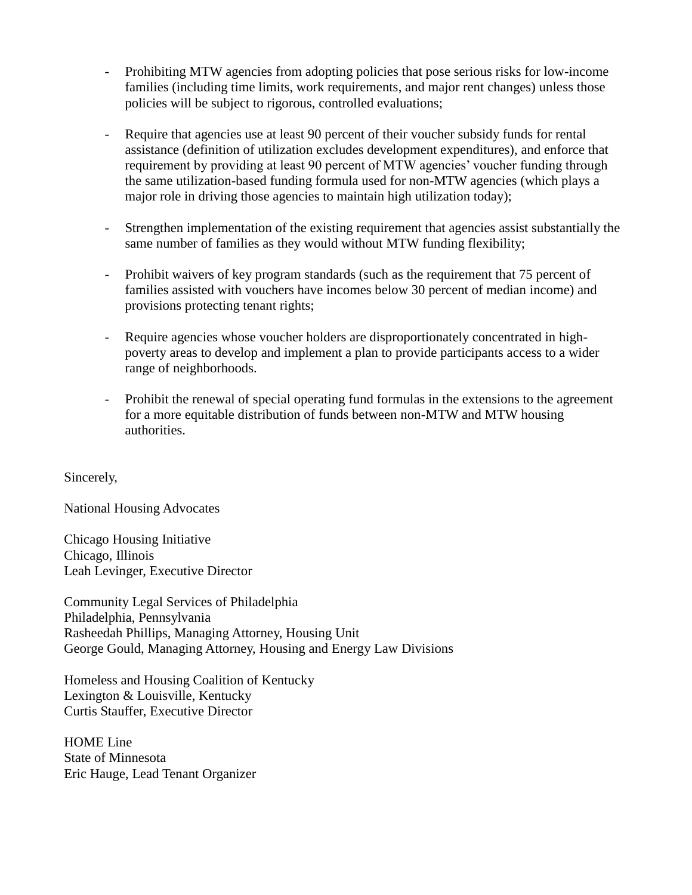- Prohibiting MTW agencies from adopting policies that pose serious risks for low-income families (including time limits, work requirements, and major rent changes) unless those policies will be subject to rigorous, controlled evaluations;

- Require that agencies use at least 90 percent of their voucher subsidy funds for rental assistance (definition of utilization excludes development expenditures), and enforce that requirement by providing at least 90 percent of MTW agencies' voucher funding through the same utilization-based funding formula used for non-MTW agencies (which plays a major role in driving those agencies to maintain high utilization today);

- Strengthen implementation of the existing requirement that agencies assist substantially the same number of families as they would without MTW funding flexibility;

- Prohibit waivers of key program standards (such as the requirement that 75 percent of families assisted with vouchers have incomes below 30 percent of median income) and provisions protecting tenant rights;

- Require agencies whose voucher holders are disproportionately concentrated in high-poverty areas to develop and implement a plan to provide participants access to a wider range of neighborhoods.

- Prohibit the renewal of special operating fund formulas in the extensions to the agreement for a more equitable distribution of funds between non-MTW and MTW housing authorities.

Sincerely,

National Housing Advocates

Chicago Housing Initiative
Chicago, Illinois
Leah Levinger, Executive Director

Community Legal Services of Philadelphia
Philadelphia, Pennsylvania
Rasheedah Phillips, Managing Attorney, Housing Unit
George Gould, Managing Attorney, Housing and Energy Law Divisions

Homeless and Housing Coalition of Kentucky
Lexington & Louisville, Kentucky
Curtis Stauffer, Executive Director

HOME Line
State of Minnesota
Eric Hauge, Lead Tenant Organizer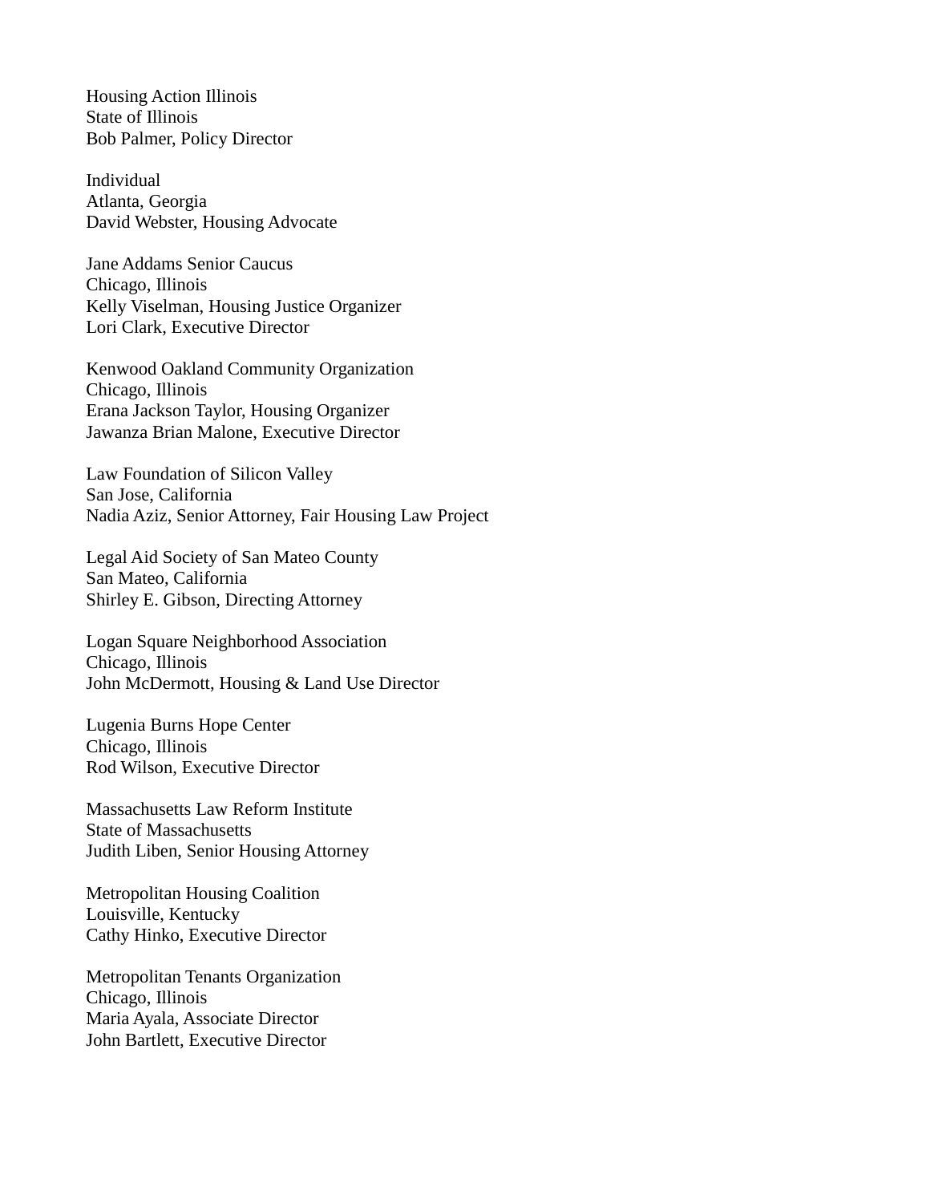Housing Action Illinois
State of Illinois
Bob Palmer, Policy Director

Individual
Atlanta, Georgia
David Webster, Housing Advocate

Jane Addams Senior Caucus
Chicago, Illinois
Kelly Viselman, Housing Justice Organizer
Lori Clark, Executive Director

Kenwood Oakland Community Organization
Chicago, Illinois
Erana Jackson Taylor, Housing Organizer
Jawanza Brian Malone, Executive Director

Law Foundation of Silicon Valley
San Jose, California
Nadia Aziz, Senior Attorney, Fair Housing Law Project

Legal Aid Society of San Mateo County
San Mateo, California
Shirley E. Gibson, Directing Attorney

Logan Square Neighborhood Association
Chicago, Illinois
John McDermott, Housing & Land Use Director

Lugenia Burns Hope Center
Chicago, Illinois
Rod Wilson, Executive Director

Massachusetts Law Reform Institute
State of Massachusetts
Judith Liben, Senior Housing Attorney

Metropolitan Housing Coalition
Louisville, Kentucky
Cathy Hinko, Executive Director

Metropolitan Tenants Organization
Chicago, Illinois
Maria Ayala, Associate Director
John Bartlett, Executive Director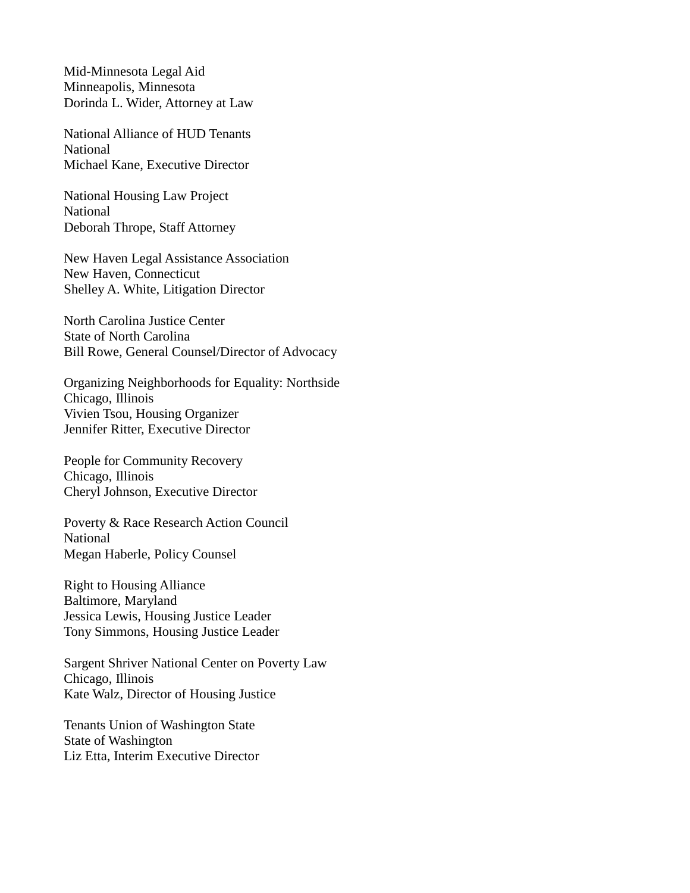Mid-Minnesota Legal Aid
Minneapolis, Minnesota
Dorinda L. Wider, Attorney at Law

National Alliance of HUD Tenants
National
Michael Kane, Executive Director

National Housing Law Project
National
Deborah Thrope, Staff Attorney

New Haven Legal Assistance Association
New Haven, Connecticut
Shelley A. White, Litigation Director

North Carolina Justice Center
State of North Carolina
Bill Rowe, General Counsel/Director of Advocacy

Organizing Neighborhoods for Equality: Northside
Chicago, Illinois
Vivien Tsou, Housing Organizer
Jennifer Ritter, Executive Director

People for Community Recovery
Chicago, Illinois
Cheryl Johnson, Executive Director

Poverty & Race Research Action Council
National
Megan Haberle, Policy Counsel

Right to Housing Alliance
Baltimore, Maryland
Jessica Lewis, Housing Justice Leader
Tony Simmons, Housing Justice Leader

Sargent Shriver National Center on Poverty Law
Chicago, Illinois
Kate Walz, Director of Housing Justice

Tenants Union of Washington State
State of Washington
Liz Etta, Interim Executive Director